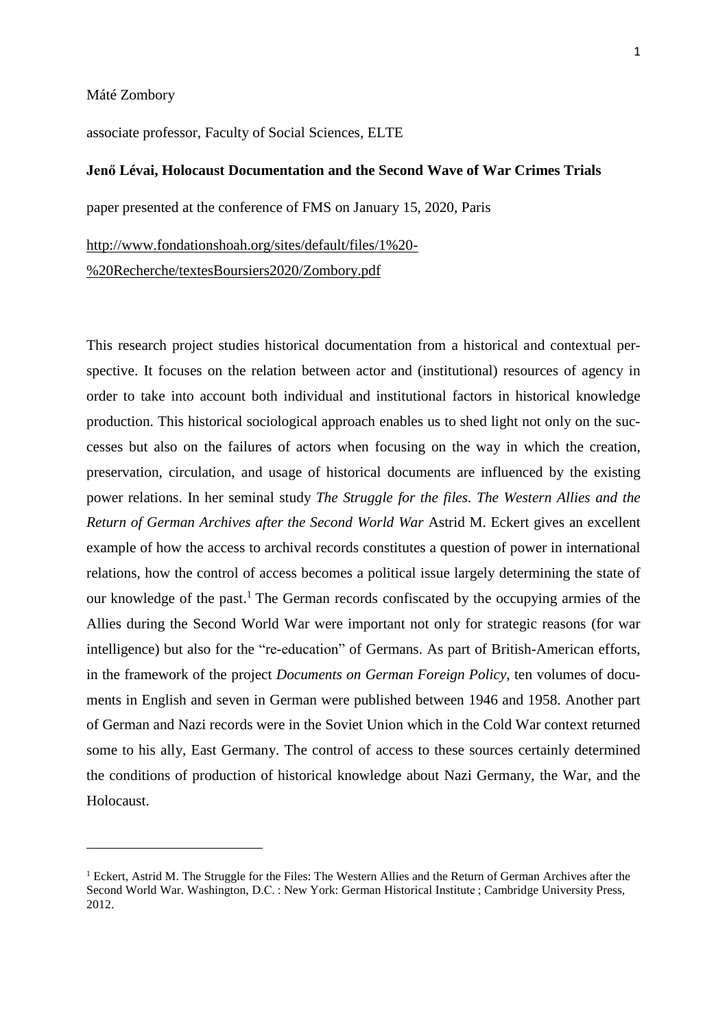Máté Zombory

associate professor, Faculty of Social Sciences, ELTE

**Jenő Lévai, Holocaust Documentation and the Second Wave of War Crimes Trials**

paper presented at the conference of FMS on January 15, 2020, Paris

http://www.fondationshoah.org/sites/default/files/1%20-%20Recherche/textesBoursiers2020/Zombory.pdf

This research project studies historical documentation from a historical and contextual perspective. It focuses on the relation between actor and (institutional) resources of agency in order to take into account both individual and institutional factors in historical knowledge production. This historical sociological approach enables us to shed light not only on the successes but also on the failures of actors when focusing on the way in which the creation, preservation, circulation, and usage of historical documents are influenced by the existing power relations. In her seminal study *The Struggle for the files. The Western Allies and the Return of German Archives after the Second World War* Astrid M. Eckert gives an excellent example of how the access to archival records constitutes a question of power in international relations, how the control of access becomes a political issue largely determining the state of our knowledge of the past.[1] The German records confiscated by the occupying armies of the Allies during the Second World War were important not only for strategic reasons (for war intelligence) but also for the "re-education" of Germans. As part of British-American efforts, in the framework of the project *Documents on German Foreign Policy*, ten volumes of documents in English and seven in German were published between 1946 and 1958. Another part of German and Nazi records were in the Soviet Union which in the Cold War context returned some to his ally, East Germany. The control of access to these sources certainly determined the conditions of production of historical knowledge about Nazi Germany, the War, and the Holocaust.

[1] Eckert, Astrid M. The Struggle for the Files: The Western Allies and the Return of German Archives after the Second World War. Washington, D.C. : New York: German Historical Institute ; Cambridge University Press, 2012.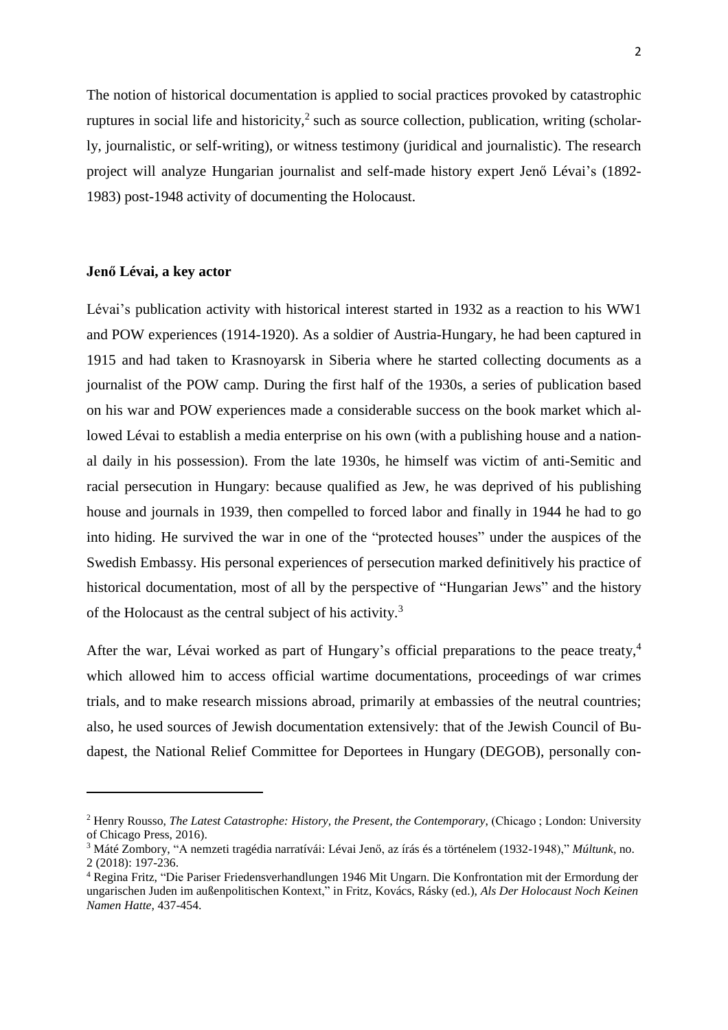The notion of historical documentation is applied to social practices provoked by catastrophic ruptures in social life and historicity,[2] such as source collection, publication, writing (scholarly, journalistic, or self-writing), or witness testimony (juridical and journalistic). The research project will analyze Hungarian journalist and self-made history expert Jenő Lévai's (1892-1983) post-1948 activity of documenting the Holocaust.

### Jenő Lévai, a key actor

Lévai's publication activity with historical interest started in 1932 as a reaction to his WW1 and POW experiences (1914-1920). As a soldier of Austria-Hungary, he had been captured in 1915 and had taken to Krasnoyarsk in Siberia where he started collecting documents as a journalist of the POW camp. During the first half of the 1930s, a series of publication based on his war and POW experiences made a considerable success on the book market which allowed Lévai to establish a media enterprise on his own (with a publishing house and a national daily in his possession). From the late 1930s, he himself was victim of anti-Semitic and racial persecution in Hungary: because qualified as Jew, he was deprived of his publishing house and journals in 1939, then compelled to forced labor and finally in 1944 he had to go into hiding. He survived the war in one of the "protected houses" under the auspices of the Swedish Embassy. His personal experiences of persecution marked definitively his practice of historical documentation, most of all by the perspective of "Hungarian Jews" and the history of the Holocaust as the central subject of his activity.[3]

After the war, Lévai worked as part of Hungary's official preparations to the peace treaty,[4] which allowed him to access official wartime documentations, proceedings of war crimes trials, and to make research missions abroad, primarily at embassies of the neutral countries; also, he used sources of Jewish documentation extensively: that of the Jewish Council of Budapest, the National Relief Committee for Deportees in Hungary (DEGOB), personally con-

---

[2] Henry Rousso, *The Latest Catastrophe: History, the Present, the Contemporary*, (Chicago ; London: University of Chicago Press, 2016).

[3] Máté Zombory, "A nemzeti tragédia narratívái: Lévai Jenő, az írás és a történelem (1932-1948)," *Múltunk*, no. 2 (2018): 197-236.

[4] Regina Fritz, "Die Pariser Friedensverhandlungen 1946 Mit Ungarn. Die Konfrontation mit der Ermordung der ungarischen Juden im außenpolitischen Kontext," in Fritz, Kovács, Rásky (ed.), *Als Der Holocaust Noch Keinen Namen Hatte*, 437-454.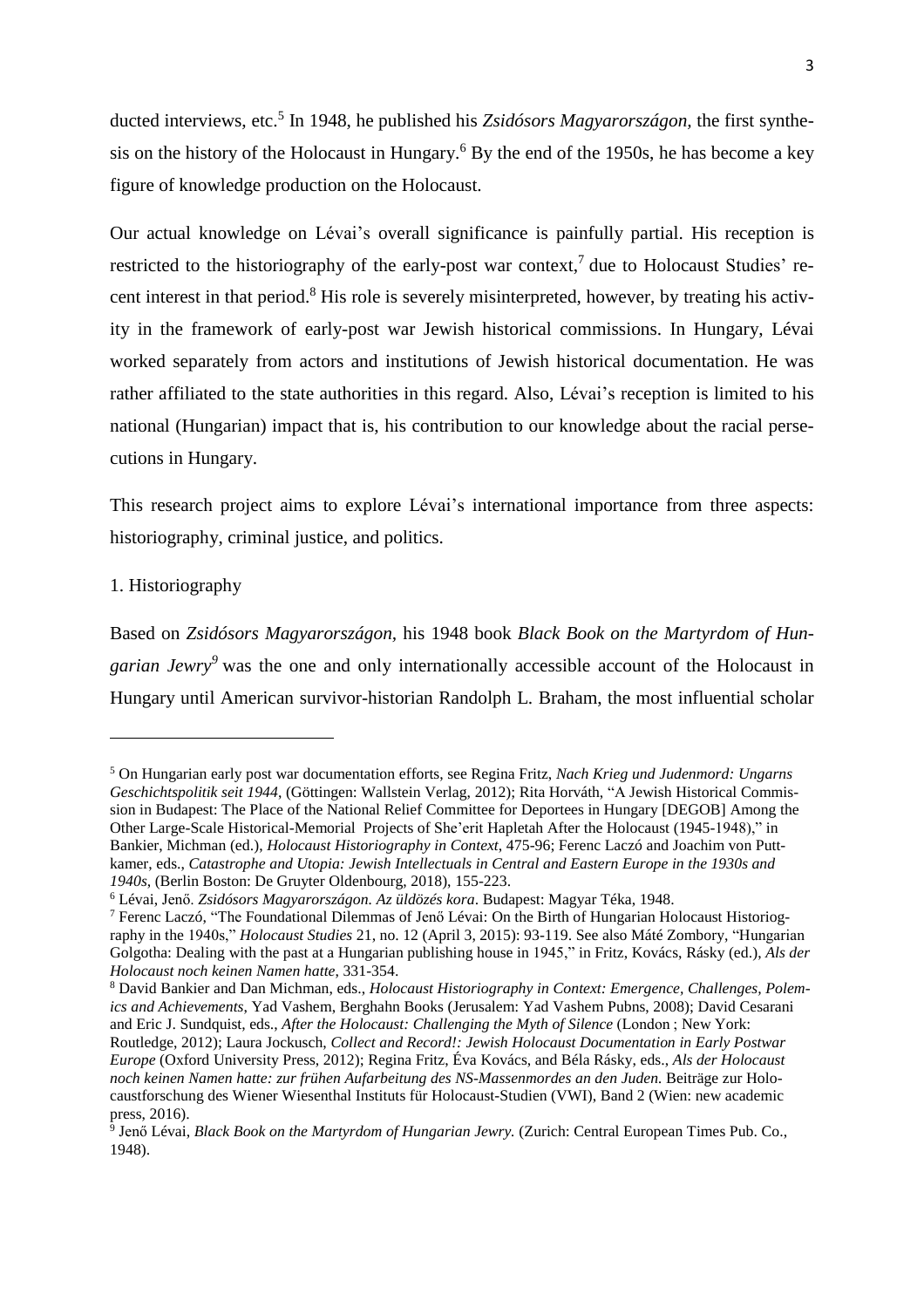ducted interviews, etc.[5] In 1948, he published his *Zsidósors Magyarországon*, the first synthesis on the history of the Holocaust in Hungary.[6] By the end of the 1950s, he has become a key figure of knowledge production on the Holocaust.

Our actual knowledge on Lévai's overall significance is painfully partial. His reception is restricted to the historiography of the early-post war context,[7] due to Holocaust Studies' recent interest in that period.[8] His role is severely misinterpreted, however, by treating his activity in the framework of early-post war Jewish historical commissions. In Hungary, Lévai worked separately from actors and institutions of Jewish historical documentation. He was rather affiliated to the state authorities in this regard. Also, Lévai's reception is limited to his national (Hungarian) impact that is, his contribution to our knowledge about the racial persecutions in Hungary.

This research project aims to explore Lévai's international importance from three aspects: historiography, criminal justice, and politics.

1. Historiography

Based on *Zsidósors Magyarországon*, his 1948 book *Black Book on the Martyrdom of Hungarian Jewry*[9] was the one and only internationally accessible account of the Holocaust in Hungary until American survivor-historian Randolph L. Braham, the most influential scholar

---

[5] On Hungarian early post war documentation efforts, see Regina Fritz, *Nach Krieg und Judenmord: Ungarns Geschichtspolitik seit 1944*, (Göttingen: Wallstein Verlag, 2012); Rita Horváth, "A Jewish Historical Commission in Budapest: The Place of the National Relief Committee for Deportees in Hungary [DEGOB] Among the Other Large-Scale Historical-Memorial Projects of She'erit Hapletah After the Holocaust (1945-1948)," in Bankier, Michman (ed.), *Holocaust Historiography in Context*, 475-96; Ferenc Laczó and Joachim von Puttkamer, eds., *Catastrophe and Utopia: Jewish Intellectuals in Central and Eastern Europe in the 1930s and 1940s*, (Berlin Boston: De Gruyter Oldenbourg, 2018), 155-223.

[6] Lévai, Jenő. *Zsidósors Magyarországon. Az üldözés kora*. Budapest: Magyar Téka, 1948.

[7] Ferenc Laczó, "The Foundational Dilemmas of Jenő Lévai: On the Birth of Hungarian Holocaust Historiography in the 1940s," *Holocaust Studies* 21, no. 12 (April 3, 2015): 93-119. See also Máté Zombory, "Hungarian Golgotha: Dealing with the past at a Hungarian publishing house in 1945," in Fritz, Kovács, Rásky (ed.), *Als der Holocaust noch keinen Namen hatte*, 331-354.

[8] David Bankier and Dan Michman, eds., *Holocaust Historiography in Context: Emergence, Challenges, Polemics and Achievements*, Yad Vashem, Berghahn Books (Jerusalem: Yad Vashem Pubns, 2008); David Cesarani and Eric J. Sundquist, eds., *After the Holocaust: Challenging the Myth of Silence* (London ; New York: Routledge, 2012); Laura Jockusch, *Collect and Record!: Jewish Holocaust Documentation in Early Postwar Europe* (Oxford University Press, 2012); Regina Fritz, Éva Kovács, and Béla Rásky, eds., *Als der Holocaust noch keinen Namen hatte: zur frühen Aufarbeitung des NS-Massenmordes an den Juden.* Beiträge zur Holocaustforschung des Wiener Wiesenthal Instituts für Holocaust-Studien (VWI), Band 2 (Wien: new academic press, 2016).

[9] Jenő Lévai, *Black Book on the Martyrdom of Hungarian Jewry.* (Zurich: Central European Times Pub. Co., 1948).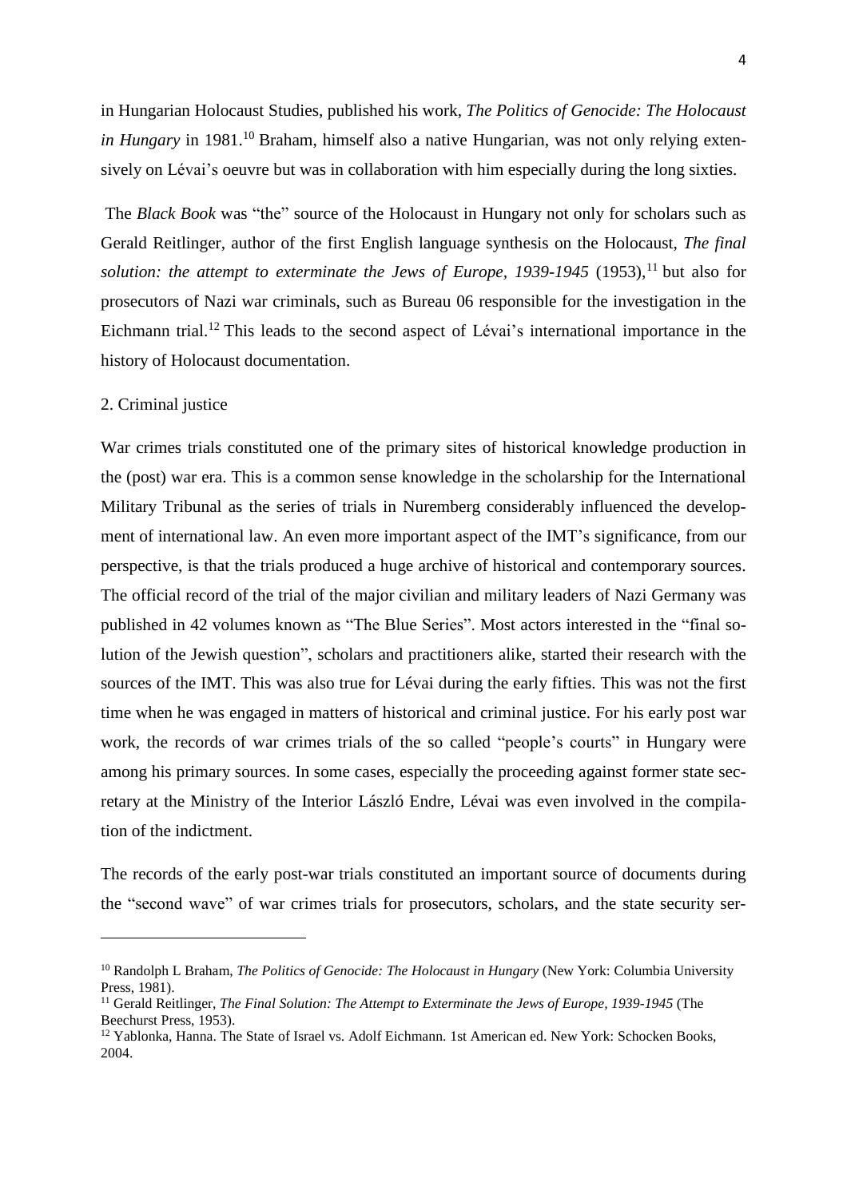in Hungarian Holocaust Studies, published his work, *The Politics of Genocide: The Holocaust in Hungary* in 1981.[10] Braham, himself also a native Hungarian, was not only relying extensively on Lévai's oeuvre but was in collaboration with him especially during the long sixties.

The *Black Book* was "the" source of the Holocaust in Hungary not only for scholars such as Gerald Reitlinger, author of the first English language synthesis on the Holocaust, *The final solution: the attempt to exterminate the Jews of Europe, 1939-1945* (1953),[11] but also for prosecutors of Nazi war criminals, such as Bureau 06 responsible for the investigation in the Eichmann trial.[12] This leads to the second aspect of Lévai's international importance in the history of Holocaust documentation.

## 2. Criminal justice

War crimes trials constituted one of the primary sites of historical knowledge production in the (post) war era. This is a common sense knowledge in the scholarship for the International Military Tribunal as the series of trials in Nuremberg considerably influenced the development of international law. An even more important aspect of the IMT's significance, from our perspective, is that the trials produced a huge archive of historical and contemporary sources. The official record of the trial of the major civilian and military leaders of Nazi Germany was published in 42 volumes known as "The Blue Series". Most actors interested in the "final solution of the Jewish question", scholars and practitioners alike, started their research with the sources of the IMT. This was also true for Lévai during the early fifties. This was not the first time when he was engaged in matters of historical and criminal justice. For his early post war work, the records of war crimes trials of the so called "people's courts" in Hungary were among his primary sources. In some cases, especially the proceeding against former state secretary at the Ministry of the Interior László Endre, Lévai was even involved in the compilation of the indictment.

The records of the early post-war trials constituted an important source of documents during the "second wave" of war crimes trials for prosecutors, scholars, and the state security ser-

---

[10] Randolph L Braham, *The Politics of Genocide: The Holocaust in Hungary* (New York: Columbia University Press, 1981).

[11] Gerald Reitlinger, *The Final Solution: The Attempt to Exterminate the Jews of Europe, 1939-1945* (The Beechurst Press, 1953).

[12] Yablonka, Hanna. The State of Israel vs. Adolf Eichmann. 1st American ed. New York: Schocken Books, 2004.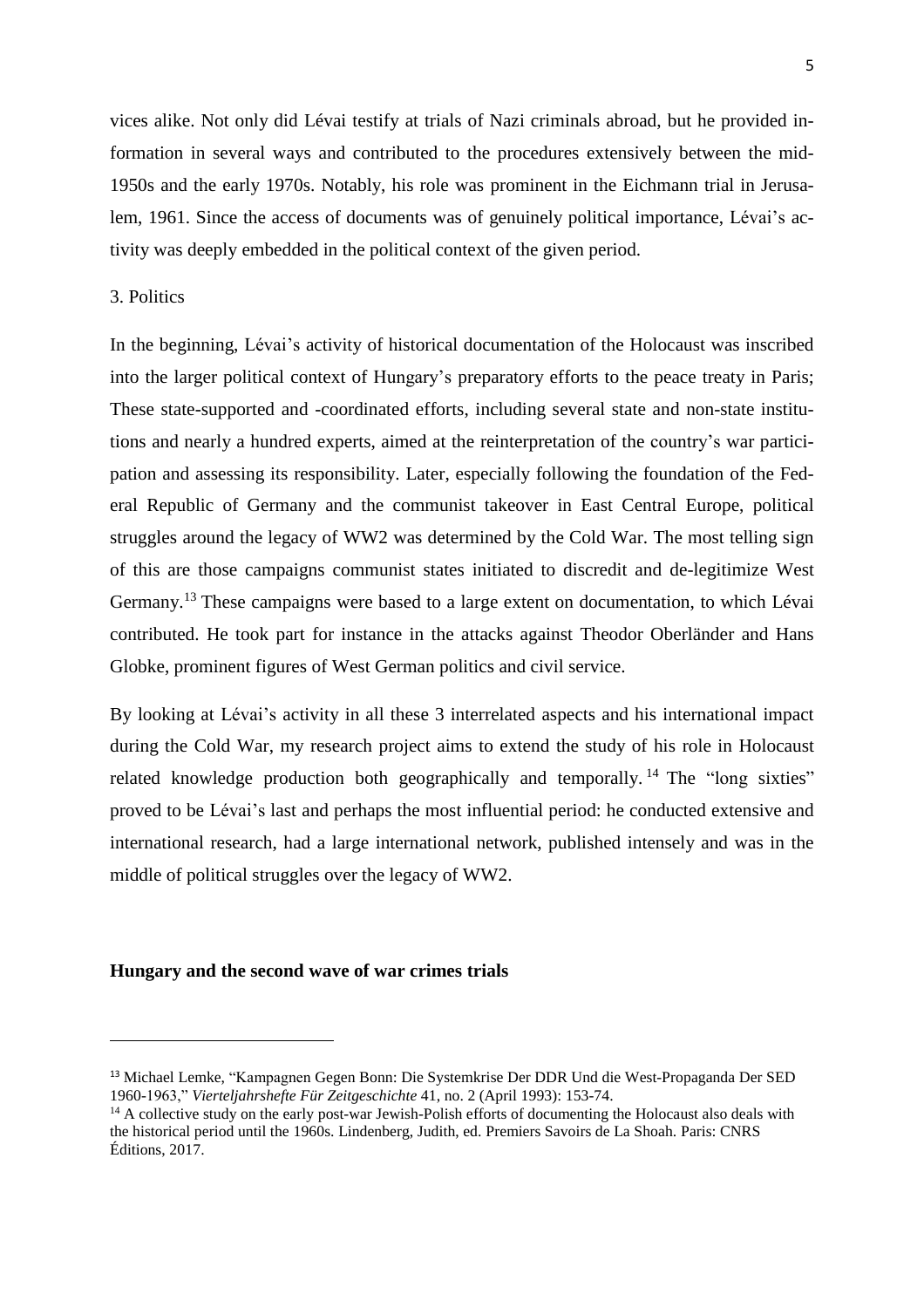vices alike. Not only did Lévai testify at trials of Nazi criminals abroad, but he provided information in several ways and contributed to the procedures extensively between the mid-1950s and the early 1970s. Notably, his role was prominent in the Eichmann trial in Jerusalem, 1961. Since the access of documents was of genuinely political importance, Lévai's activity was deeply embedded in the political context of the given period.

3. Politics

In the beginning, Lévai's activity of historical documentation of the Holocaust was inscribed into the larger political context of Hungary's preparatory efforts to the peace treaty in Paris; These state-supported and -coordinated efforts, including several state and non-state institutions and nearly a hundred experts, aimed at the reinterpretation of the country's war participation and assessing its responsibility. Later, especially following the foundation of the Federal Republic of Germany and the communist takeover in East Central Europe, political struggles around the legacy of WW2 was determined by the Cold War. The most telling sign of this are those campaigns communist states initiated to discredit and de-legitimize West Germany.[13] These campaigns were based to a large extent on documentation, to which Lévai contributed. He took part for instance in the attacks against Theodor Oberländer and Hans Globke, prominent figures of West German politics and civil service.

By looking at Lévai's activity in all these 3 interrelated aspects and his international impact during the Cold War, my research project aims to extend the study of his role in Holocaust related knowledge production both geographically and temporally.[14] The "long sixties" proved to be Lévai's last and perhaps the most influential period: he conducted extensive and international research, had a large international network, published intensely and was in the middle of political struggles over the legacy of WW2.

**Hungary and the second wave of war crimes trials**

[13] Michael Lemke, "Kampagnen Gegen Bonn: Die Systemkrise Der DDR Und die West-Propaganda Der SED 1960-1963," *Vierteljahrshefte Für Zeitgeschichte* 41, no. 2 (April 1993): 153-74.

[14] A collective study on the early post-war Jewish-Polish efforts of documenting the Holocaust also deals with the historical period until the 1960s. Lindenberg, Judith, ed. Premiers Savoirs de La Shoah. Paris: CNRS Éditions, 2017.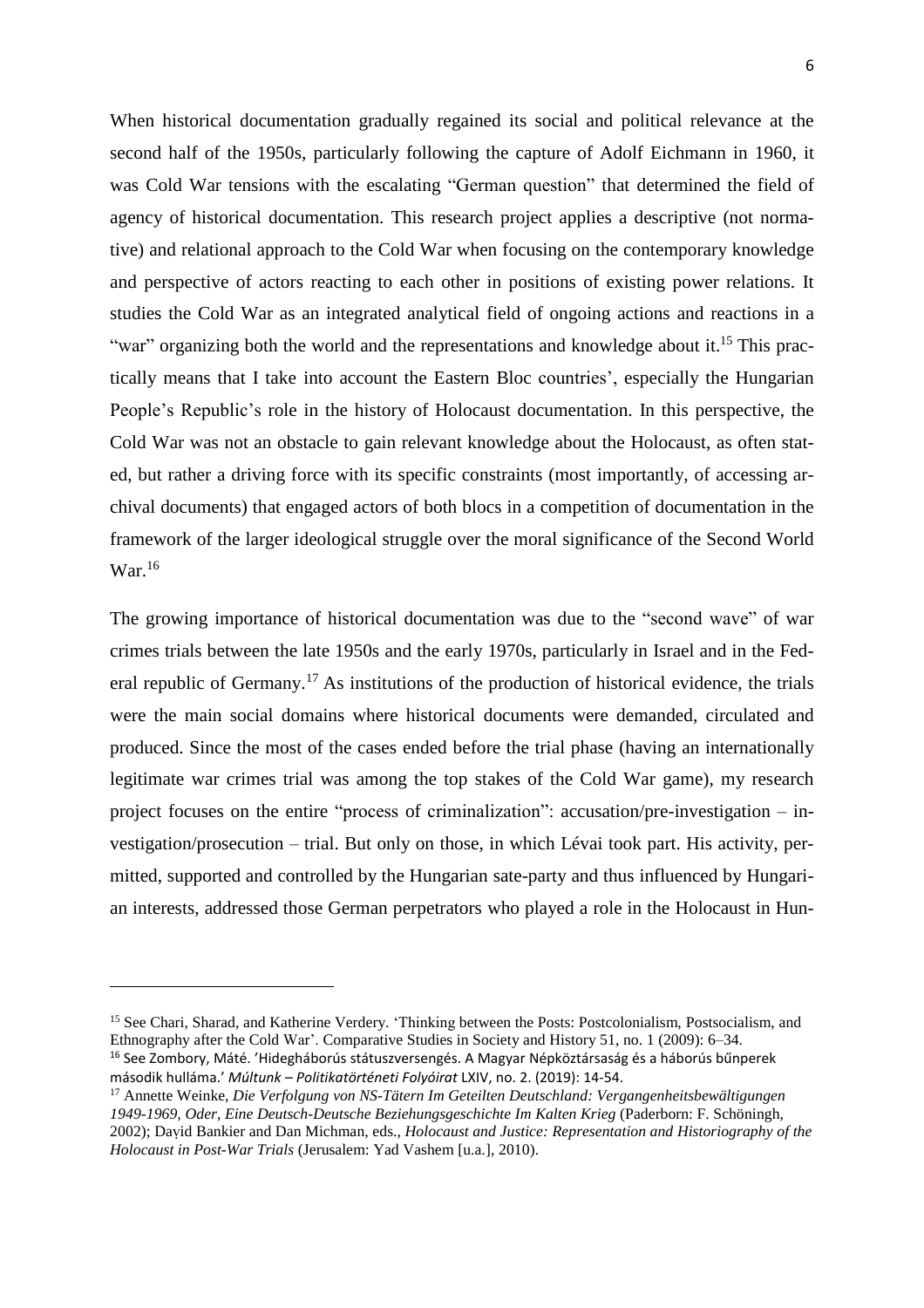When historical documentation gradually regained its social and political relevance at the second half of the 1950s, particularly following the capture of Adolf Eichmann in 1960, it was Cold War tensions with the escalating "German question" that determined the field of agency of historical documentation. This research project applies a descriptive (not normative) and relational approach to the Cold War when focusing on the contemporary knowledge and perspective of actors reacting to each other in positions of existing power relations. It studies the Cold War as an integrated analytical field of ongoing actions and reactions in a "war" organizing both the world and the representations and knowledge about it.[15] This practically means that I take into account the Eastern Bloc countries', especially the Hungarian People's Republic's role in the history of Holocaust documentation. In this perspective, the Cold War was not an obstacle to gain relevant knowledge about the Holocaust, as often stated, but rather a driving force with its specific constraints (most importantly, of accessing archival documents) that engaged actors of both blocs in a competition of documentation in the framework of the larger ideological struggle over the moral significance of the Second World War.[16]

The growing importance of historical documentation was due to the "second wave" of war crimes trials between the late 1950s and the early 1970s, particularly in Israel and in the Federal republic of Germany.[17] As institutions of the production of historical evidence, the trials were the main social domains where historical documents were demanded, circulated and produced. Since the most of the cases ended before the trial phase (having an internationally legitimate war crimes trial was among the top stakes of the Cold War game), my research project focuses on the entire "process of criminalization": accusation/pre-investigation – investigation/prosecution – trial. But only on those, in which Lévai took part. His activity, permitted, supported and controlled by the Hungarian sate-party and thus influenced by Hungarian interests, addressed those German perpetrators who played a role in the Holocaust in Hun-

---

[15] See Chari, Sharad, and Katherine Verdery. 'Thinking between the Posts: Postcolonialism, Postsocialism, and Ethnography after the Cold War'. Comparative Studies in Society and History 51, no. 1 (2009): 6–34.

[16] See Zombory, Máté. 'Hidegháborús státuszversengés. A Magyar Népköztársaság és a háborús bűnperek második hulláma.' *Múltunk – Politikatörténeti Folyóirat* LXIV, no. 2. (2019): 14-54.

[17] Annette Weinke, *Die Verfolgung von NS-Tätern Im Geteilten Deutschland: Vergangenheitsbewältigungen 1949-1969, Oder, Eine Deutsch-Deutsche Beziehungsgeschichte Im Kalten Krieg* (Paderborn: F. Schöningh, 2002); David Bankier and Dan Michman, eds., *Holocaust and Justice: Representation and Historiography of the Holocaust in Post-War Trials* (Jerusalem: Yad Vashem [u.a.], 2010).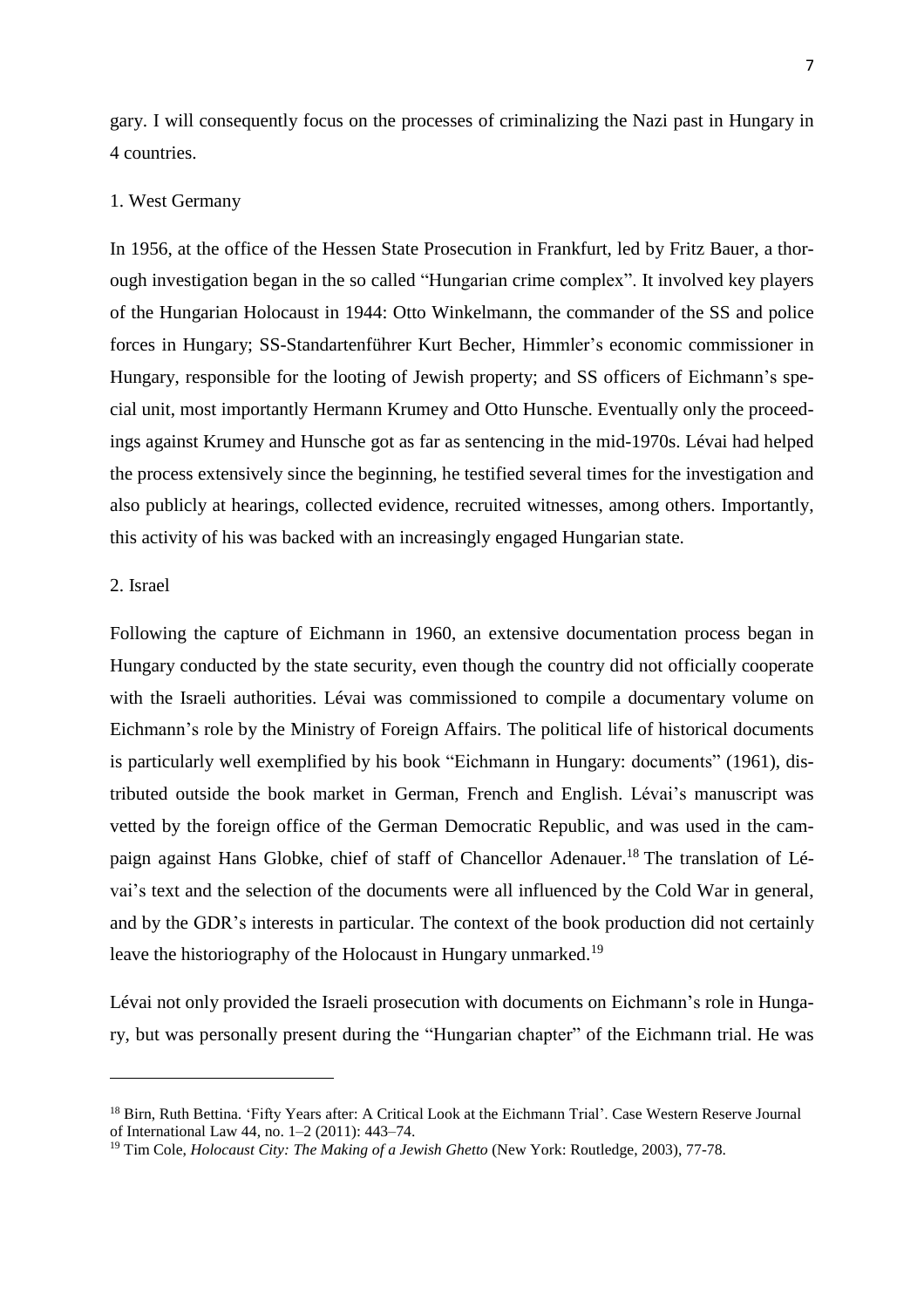gary. I will consequently focus on the processes of criminalizing the Nazi past in Hungary in 4 countries.

1. West Germany

In 1956, at the office of the Hessen State Prosecution in Frankfurt, led by Fritz Bauer, a thorough investigation began in the so called "Hungarian crime complex". It involved key players of the Hungarian Holocaust in 1944: Otto Winkelmann, the commander of the SS and police forces in Hungary; SS-Standartenführer Kurt Becher, Himmler's economic commissioner in Hungary, responsible for the looting of Jewish property; and SS officers of Eichmann's special unit, most importantly Hermann Krumey and Otto Hunsche. Eventually only the proceedings against Krumey and Hunsche got as far as sentencing in the mid-1970s. Lévai had helped the process extensively since the beginning, he testified several times for the investigation and also publicly at hearings, collected evidence, recruited witnesses, among others. Importantly, this activity of his was backed with an increasingly engaged Hungarian state.

2. Israel

Following the capture of Eichmann in 1960, an extensive documentation process began in Hungary conducted by the state security, even though the country did not officially cooperate with the Israeli authorities. Lévai was commissioned to compile a documentary volume on Eichmann's role by the Ministry of Foreign Affairs. The political life of historical documents is particularly well exemplified by his book "Eichmann in Hungary: documents" (1961), distributed outside the book market in German, French and English. Lévai's manuscript was vetted by the foreign office of the German Democratic Republic, and was used in the campaign against Hans Globke, chief of staff of Chancellor Adenauer.[18] The translation of Lévai's text and the selection of the documents were all influenced by the Cold War in general, and by the GDR's interests in particular. The context of the book production did not certainly leave the historiography of the Holocaust in Hungary unmarked.[19]

Lévai not only provided the Israeli prosecution with documents on Eichmann's role in Hungary, but was personally present during the "Hungarian chapter" of the Eichmann trial. He was

---

[18] Birn, Ruth Bettina. 'Fifty Years after: A Critical Look at the Eichmann Trial'. Case Western Reserve Journal of International Law 44, no. 1–2 (2011): 443–74.

[19] Tim Cole, *Holocaust City: The Making of a Jewish Ghetto* (New York: Routledge, 2003), 77-78.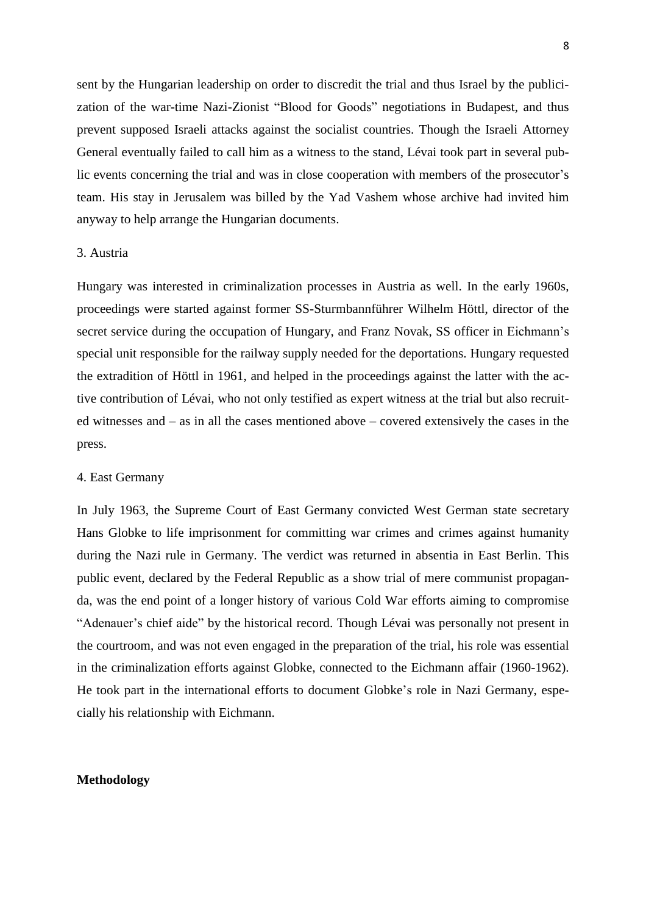sent by the Hungarian leadership on order to discredit the trial and thus Israel by the publicization of the war-time Nazi-Zionist "Blood for Goods" negotiations in Budapest, and thus prevent supposed Israeli attacks against the socialist countries. Though the Israeli Attorney General eventually failed to call him as a witness to the stand, Lévai took part in several public events concerning the trial and was in close cooperation with members of the prosecutor's team. His stay in Jerusalem was billed by the Yad Vashem whose archive had invited him anyway to help arrange the Hungarian documents.

3. Austria

Hungary was interested in criminalization processes in Austria as well. In the early 1960s, proceedings were started against former SS-Sturmbannführer Wilhelm Höttl, director of the secret service during the occupation of Hungary, and Franz Novak, SS officer in Eichmann's special unit responsible for the railway supply needed for the deportations. Hungary requested the extradition of Höttl in 1961, and helped in the proceedings against the latter with the active contribution of Lévai, who not only testified as expert witness at the trial but also recruited witnesses and – as in all the cases mentioned above – covered extensively the cases in the press.

4. East Germany

In July 1963, the Supreme Court of East Germany convicted West German state secretary Hans Globke to life imprisonment for committing war crimes and crimes against humanity during the Nazi rule in Germany. The verdict was returned in absentia in East Berlin. This public event, declared by the Federal Republic as a show trial of mere communist propaganda, was the end point of a longer history of various Cold War efforts aiming to compromise "Adenauer's chief aide" by the historical record. Though Lévai was personally not present in the courtroom, and was not even engaged in the preparation of the trial, his role was essential in the criminalization efforts against Globke, connected to the Eichmann affair (1960-1962). He took part in the international efforts to document Globke's role in Nazi Germany, especially his relationship with Eichmann.

**Methodology**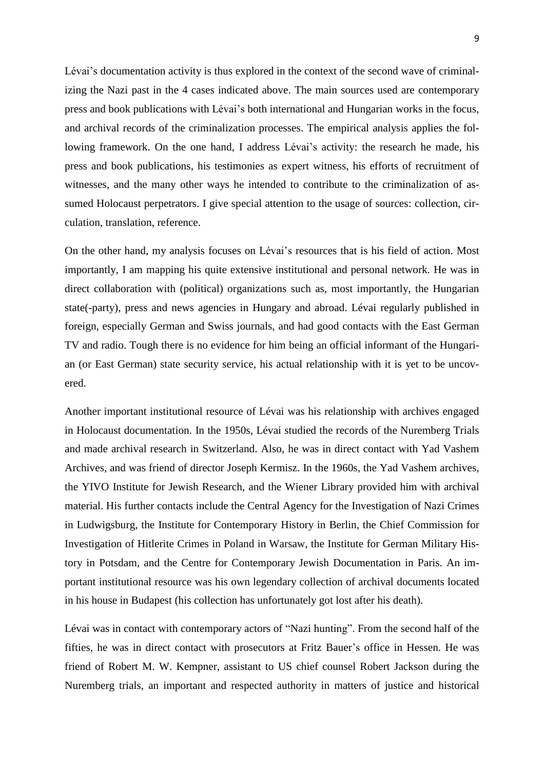Lévai's documentation activity is thus explored in the context of the second wave of criminalizing the Nazi past in the 4 cases indicated above. The main sources used are contemporary press and book publications with Lévai's both international and Hungarian works in the focus, and archival records of the criminalization processes. The empirical analysis applies the following framework. On the one hand, I address Lévai's activity: the research he made, his press and book publications, his testimonies as expert witness, his efforts of recruitment of witnesses, and the many other ways he intended to contribute to the criminalization of assumed Holocaust perpetrators. I give special attention to the usage of sources: collection, circulation, translation, reference.

On the other hand, my analysis focuses on Lévai's resources that is his field of action. Most importantly, I am mapping his quite extensive institutional and personal network. He was in direct collaboration with (political) organizations such as, most importantly, the Hungarian state(-party), press and news agencies in Hungary and abroad. Lévai regularly published in foreign, especially German and Swiss journals, and had good contacts with the East German TV and radio. Tough there is no evidence for him being an official informant of the Hungarian (or East German) state security service, his actual relationship with it is yet to be uncovered.

Another important institutional resource of Lévai was his relationship with archives engaged in Holocaust documentation. In the 1950s, Lévai studied the records of the Nuremberg Trials and made archival research in Switzerland. Also, he was in direct contact with Yad Vashem Archives, and was friend of director Joseph Kermisz. In the 1960s, the Yad Vashem archives, the YIVO Institute for Jewish Research, and the Wiener Library provided him with archival material. His further contacts include the Central Agency for the Investigation of Nazi Crimes in Ludwigsburg, the Institute for Contemporary History in Berlin, the Chief Commission for Investigation of Hitlerite Crimes in Poland in Warsaw, the Institute for German Military History in Potsdam, and the Centre for Contemporary Jewish Documentation in Paris. An important institutional resource was his own legendary collection of archival documents located in his house in Budapest (his collection has unfortunately got lost after his death).

Lévai was in contact with contemporary actors of "Nazi hunting". From the second half of the fifties, he was in direct contact with prosecutors at Fritz Bauer's office in Hessen. He was friend of Robert M. W. Kempner, assistant to US chief counsel Robert Jackson during the Nuremberg trials, an important and respected authority in matters of justice and historical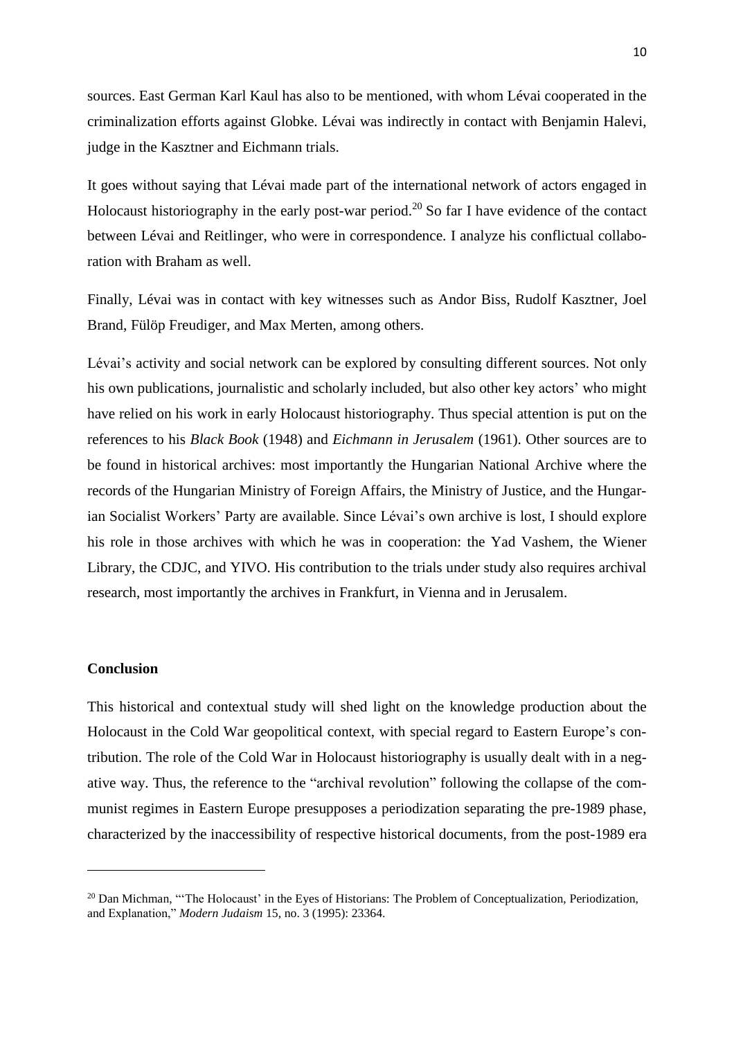sources. East German Karl Kaul has also to be mentioned, with whom Lévai cooperated in the criminalization efforts against Globke. Lévai was indirectly in contact with Benjamin Halevi, judge in the Kasztner and Eichmann trials.

It goes without saying that Lévai made part of the international network of actors engaged in Holocaust historiography in the early post-war period.[20] So far I have evidence of the contact between Lévai and Reitlinger, who were in correspondence. I analyze his conflictual collaboration with Braham as well.

Finally, Lévai was in contact with key witnesses such as Andor Biss, Rudolf Kasztner, Joel Brand, Fülöp Freudiger, and Max Merten, among others.

Lévai's activity and social network can be explored by consulting different sources. Not only his own publications, journalistic and scholarly included, but also other key actors' who might have relied on his work in early Holocaust historiography. Thus special attention is put on the references to his *Black Book* (1948) and *Eichmann in Jerusalem* (1961). Other sources are to be found in historical archives: most importantly the Hungarian National Archive where the records of the Hungarian Ministry of Foreign Affairs, the Ministry of Justice, and the Hungarian Socialist Workers' Party are available. Since Lévai's own archive is lost, I should explore his role in those archives with which he was in cooperation: the Yad Vashem, the Wiener Library, the CDJC, and YIVO. His contribution to the trials under study also requires archival research, most importantly the archives in Frankfurt, in Vienna and in Jerusalem.

## Conclusion

This historical and contextual study will shed light on the knowledge production about the Holocaust in the Cold War geopolitical context, with special regard to Eastern Europe's contribution. The role of the Cold War in Holocaust historiography is usually dealt with in a negative way. Thus, the reference to the "archival revolution" following the collapse of the communist regimes in Eastern Europe presupposes a periodization separating the pre-1989 phase, characterized by the inaccessibility of respective historical documents, from the post-1989 era

---

[20] Dan Michman, "'The Holocaust' in the Eyes of Historians: The Problem of Conceptualization, Periodization, and Explanation," *Modern Judaism* 15, no. 3 (1995): 23364.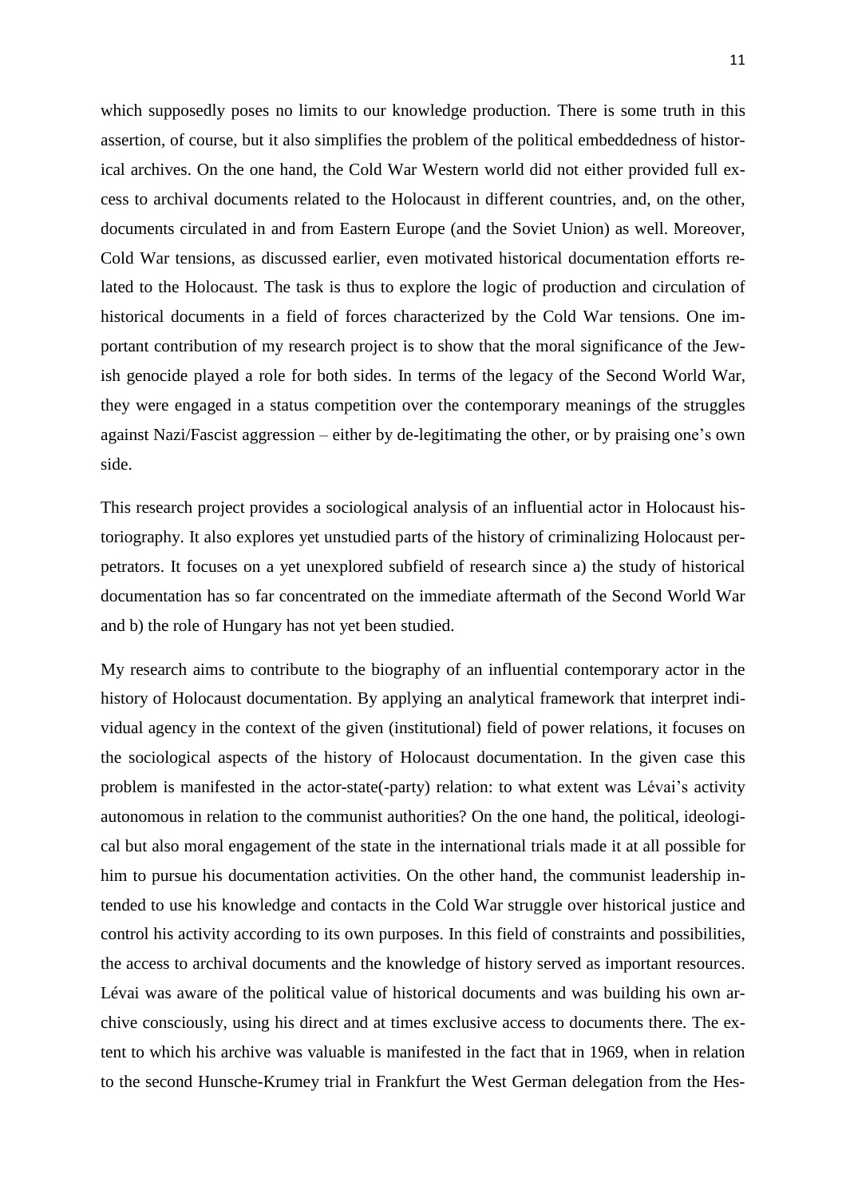which supposedly poses no limits to our knowledge production. There is some truth in this assertion, of course, but it also simplifies the problem of the political embeddedness of historical archives. On the one hand, the Cold War Western world did not either provided full excess to archival documents related to the Holocaust in different countries, and, on the other, documents circulated in and from Eastern Europe (and the Soviet Union) as well. Moreover, Cold War tensions, as discussed earlier, even motivated historical documentation efforts related to the Holocaust. The task is thus to explore the logic of production and circulation of historical documents in a field of forces characterized by the Cold War tensions. One important contribution of my research project is to show that the moral significance of the Jewish genocide played a role for both sides. In terms of the legacy of the Second World War, they were engaged in a status competition over the contemporary meanings of the struggles against Nazi/Fascist aggression – either by de-legitimating the other, or by praising one's own side.

This research project provides a sociological analysis of an influential actor in Holocaust historiography. It also explores yet unstudied parts of the history of criminalizing Holocaust perpetrators. It focuses on a yet unexplored subfield of research since a) the study of historical documentation has so far concentrated on the immediate aftermath of the Second World War and b) the role of Hungary has not yet been studied.

My research aims to contribute to the biography of an influential contemporary actor in the history of Holocaust documentation. By applying an analytical framework that interpret individual agency in the context of the given (institutional) field of power relations, it focuses on the sociological aspects of the history of Holocaust documentation. In the given case this problem is manifested in the actor-state(-party) relation: to what extent was Lévai's activity autonomous in relation to the communist authorities? On the one hand, the political, ideological but also moral engagement of the state in the international trials made it at all possible for him to pursue his documentation activities. On the other hand, the communist leadership intended to use his knowledge and contacts in the Cold War struggle over historical justice and control his activity according to its own purposes. In this field of constraints and possibilities, the access to archival documents and the knowledge of history served as important resources. Lévai was aware of the political value of historical documents and was building his own archive consciously, using his direct and at times exclusive access to documents there. The extent to which his archive was valuable is manifested in the fact that in 1969, when in relation to the second Hunsche-Krumey trial in Frankfurt the West German delegation from the Hes-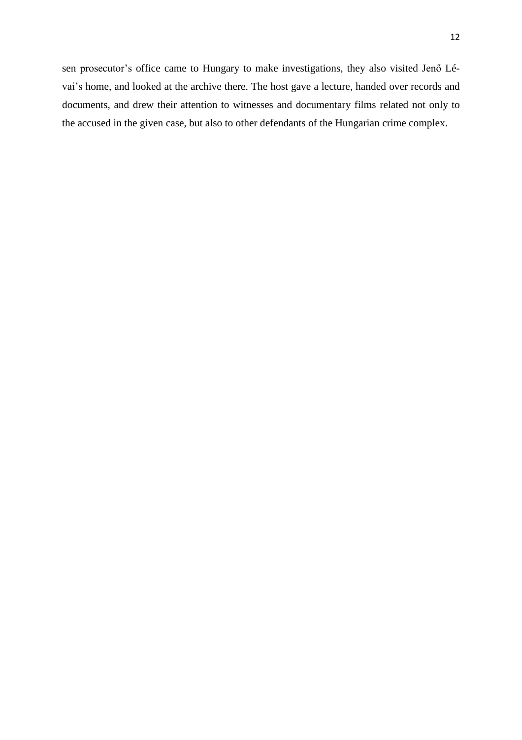sen prosecutor's office came to Hungary to make investigations, they also visited Jenő Lévai's home, and looked at the archive there. The host gave a lecture, handed over records and documents, and drew their attention to witnesses and documentary films related not only to the accused in the given case, but also to other defendants of the Hungarian crime complex.